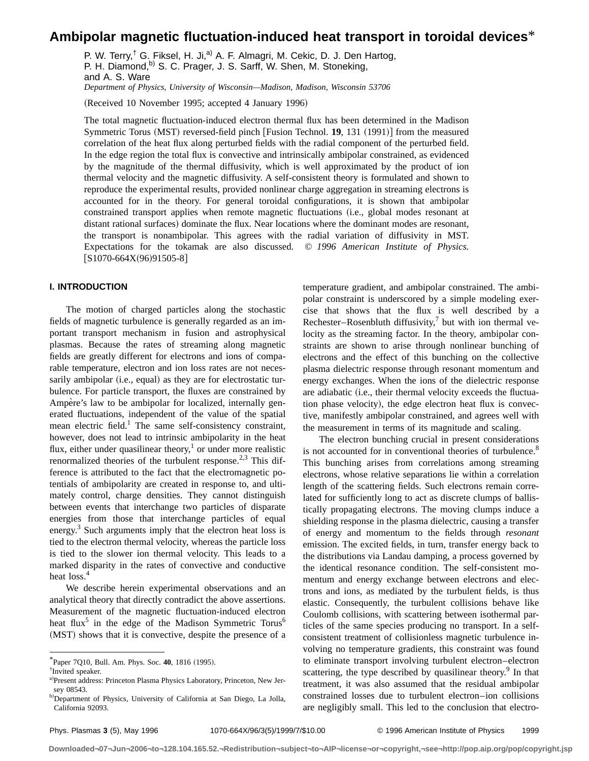# Ambipolar magnetic fluctuation-induced heat transport in toroidal devices*

P. W. Terry,[†] G. Fiksel, H. Ji,[a)] A. F. Almagri, M. Cekic, D. J. Den Hartog, P. H. Diamond,[b)] S. C. Prager, J. S. Sarff, W. Shen, M. Stoneking, and A. S. Ware

*Department of Physics, University of Wisconsin—Madison, Madison, Wisconsin 53706*

(Received 10 November 1995; accepted 4 January 1996)

The total magnetic fluctuation-induced electron thermal flux has been determined in the Madison Symmetric Torus (MST) reversed-field pinch [Fusion Technol. **19**, 131 (1991)] from the measured correlation of the heat flux along perturbed fields with the radial component of the perturbed field. In the edge region the total flux is convective and intrinsically ambipolar constrained, as evidenced by the magnitude of the thermal diffusivity, which is well approximated by the product of ion thermal velocity and the magnetic diffusivity. A self-consistent theory is formulated and shown to reproduce the experimental results, provided nonlinear charge aggregation in streaming electrons is accounted for in the theory. For general toroidal configurations, it is shown that ambipolar constrained transport applies when remote magnetic fluctuations (i.e., global modes resonant at distant rational surfaces) dominate the flux. Near locations where the dominant modes are resonant, the transport is nonambipolar. This agrees with the radial variation of diffusivity in MST. Expectations for the tokamak are also discussed. *© 1996 American Institute of Physics.* [S1070-664X(96)91505-8]

## I. INTRODUCTION

The motion of charged particles along the stochastic fields of magnetic turbulence is generally regarded as an important transport mechanism in fusion and astrophysical plasmas. Because the rates of streaming along magnetic fields are greatly different for electrons and ions of comparable temperature, electron and ion loss rates are not necessarily ambipolar (i.e., equal) as they are for electrostatic turbulence. For particle transport, the fluxes are constrained by Ampère's law to be ambipolar for localized, internally generated fluctuations, independent of the value of the spatial mean electric field.[1] The same self-consistency constraint, however, does not lead to intrinsic ambipolarity in the heat flux, either under quasilinear theory,[1] or under more realistic renormalized theories of the turbulent response.[2,3] This difference is attributed to the fact that the electromagnetic potentials of ambipolarity are created in response to, and ultimately control, charge densities. They cannot distinguish between events that interchange two particles of disparate energies from those that interchange particles of equal energy.[3] Such arguments imply that the electron heat loss is tied to the electron thermal velocity, whereas the particle loss is tied to the slower ion thermal velocity. This leads to a marked disparity in the rates of convective and conductive heat loss.[4]

We describe herein experimental observations and an analytical theory that directly contradict the above assertions. Measurement of the magnetic fluctuation-induced electron heat flux[5] in the edge of the Madison Symmetric Torus[6] (MST) shows that it is convective, despite the presence of a temperature gradient, and ambipolar constrained. The ambipolar constraint is underscored by a simple modeling exercise that shows that the flux is well described by a Rechester–Rosenbluth diffusivity,[7] but with ion thermal velocity as the streaming factor. In the theory, ambipolar constraints are shown to arise through nonlinear bunching of electrons and the effect of this bunching on the collective plasma dielectric response through resonant momentum and energy exchanges. When the ions of the dielectric response are adiabatic (i.e., their thermal velocity exceeds the fluctuation phase velocity), the edge electron heat flux is convective, manifestly ambipolar constrained, and agrees well with the measurement in terms of its magnitude and scaling.

The electron bunching crucial in present considerations is not accounted for in conventional theories of turbulence.[8] This bunching arises from correlations among streaming electrons, whose relative separations lie within a correlation length of the scattering fields. Such electrons remain correlated for sufficiently long to act as discrete clumps of ballistically propagating electrons. The moving clumps induce a shielding response in the plasma dielectric, causing a transfer of energy and momentum to the fields through *resonant* emission. The excited fields, in turn, transfer energy back to the distributions via Landau damping, a process governed by the identical resonance condition. The self-consistent momentum and energy exchange between electrons and electrons and ions, as mediated by the turbulent fields, is thus elastic. Consequently, the turbulent collisions behave like Coulomb collisions, with scattering between isothermal particles of the same species producing no transport. In a self-consistent treatment of collisionless magnetic turbulence involving no temperature gradients, this constraint was found to eliminate transport involving turbulent electron–electron scattering, the type described by quasilinear theory.[9] In that treatment, it was also assumed that the residual ambipolar constrained losses due to turbulent electron–ion collisions are negligibly small. This led to the conclusion that electro-

---

*Paper 7Q10, Bull. Am. Phys. Soc. **40**, 1816 (1995).

[†]Invited speaker.

[a)]Present address: Princeton Plasma Physics Laboratory, Princeton, New Jersey 08543.

[b)]Department of Physics, University of California at San Diego, La Jolla, California 92093.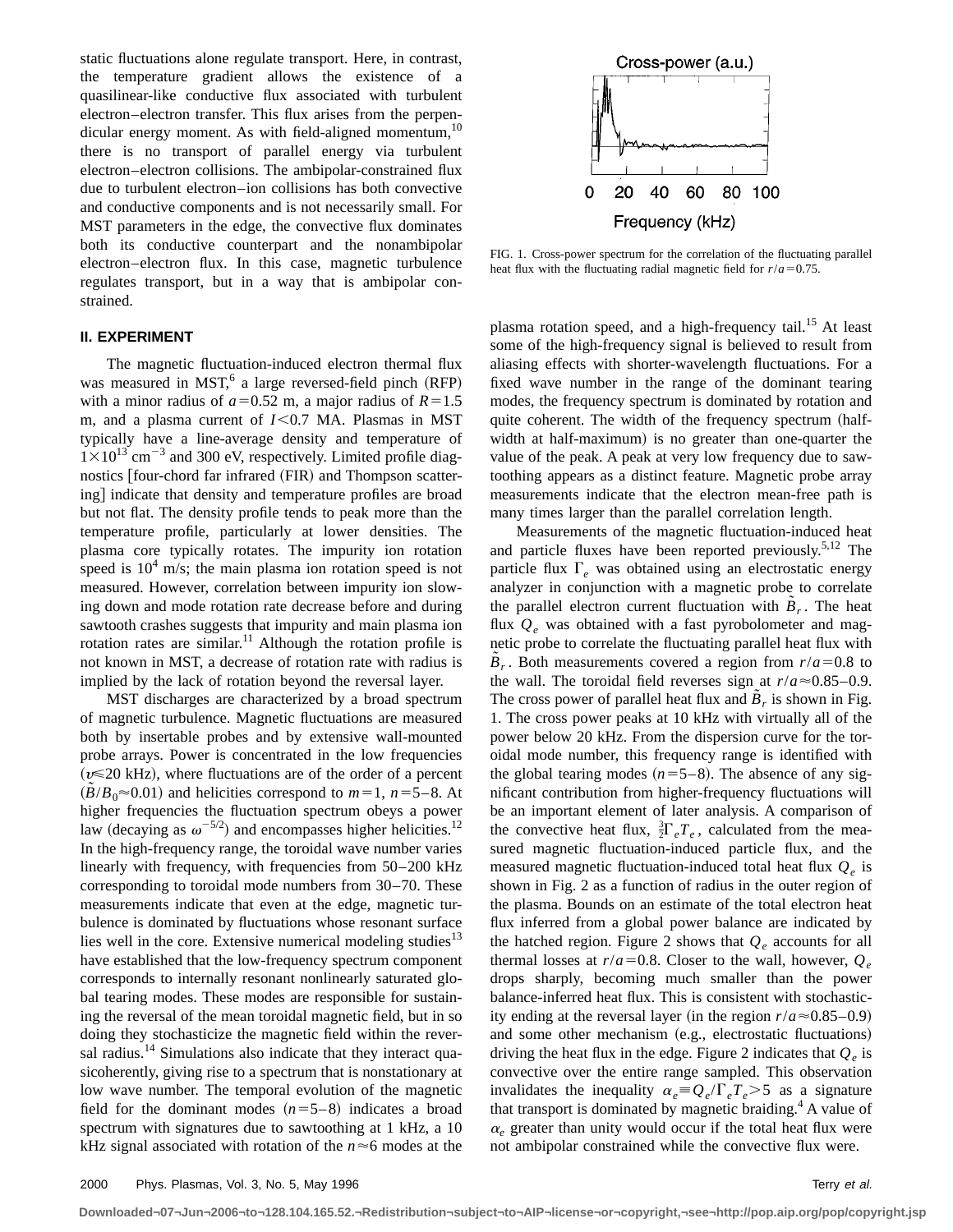static fluctuations alone regulate transport. Here, in contrast, the temperature gradient allows the existence of a quasilinear-like conductive flux associated with turbulent electron–electron transfer. This flux arises from the perpendicular energy moment. As with field-aligned momentum,[10] there is no transport of parallel energy via turbulent electron–electron collisions. The ambipolar-constrained flux due to turbulent electron–ion collisions has both convective and conductive components and is not necessarily small. For MST parameters in the edge, the convective flux dominates both its conductive counterpart and the nonambipolar electron–electron flux. In this case, magnetic turbulence regulates transport, but in a way that is ambipolar constrained.

## II. EXPERIMENT

The magnetic fluctuation-induced electron thermal flux was measured in MST,[6] a large reversed-field pinch (RFP) with a minor radius of $a=0.52$ m, a major radius of $R=1.5$ m, and a plasma current of $I<0.7$ MA. Plasmas in MST typically have a line-average density and temperature of $1\times10^{13}$ cm$^{-3}$ and 300 eV, respectively. Limited profile diagnostics [four-chord far infrared (FIR) and Thompson scattering] indicate that density and temperature profiles are broad but not flat. The density profile tends to peak more than the temperature profile, particularly at lower densities. The plasma core typically rotates. The impurity ion rotation speed is $10^4$ m/s; the main plasma ion rotation speed is not measured. However, correlation between impurity ion slowing down and mode rotation rate decrease before and during sawtooth crashes suggests that impurity and main plasma ion rotation rates are similar.[11] Although the rotation profile is not known in MST, a decrease of rotation rate with radius is implied by the lack of rotation beyond the reversal layer.

MST discharges are characterized by a broad spectrum of magnetic turbulence. Magnetic fluctuations are measured both by insertable probes and by extensive wall-mounted probe arrays. Power is concentrated in the low frequencies ($\nu\lesssim20$ kHz), where fluctuations are of the order of a percent ($\tilde{B}/B_0\approx0.01$) and helicities correspond to $m=1$, $n=5$–8. At higher frequencies the fluctuation spectrum obeys a power law (decaying as $\omega^{-5/2}$) and encompasses higher helicities.[12] In the high-frequency range, the toroidal wave number varies linearly with frequency, with frequencies from 50–200 kHz corresponding to toroidal mode numbers from 30–70. These measurements indicate that even at the edge, magnetic turbulence is dominated by fluctuations whose resonant surface lies well in the core. Extensive numerical modeling studies[13] have established that the low-frequency spectrum component corresponds to internally resonant nonlinearly saturated global tearing modes. These modes are responsible for sustaining the reversal of the mean toroidal magnetic field, but in so doing they stochasticize the magnetic field within the reversal radius.[14] Simulations also indicate that they interact quasicoherently, giving rise to a spectrum that is nonstationary at low wave number. The temporal evolution of the magnetic field for the dominant modes ($n=5$–8) indicates a broad spectrum with signatures due to sawtoothing at 1 kHz, a 10 kHz signal associated with rotation of the $n\approx6$ modes at the plasma rotation speed, and a high-frequency tail.[15] At least some of the high-frequency signal is believed to result from aliasing effects with shorter-wavelength fluctuations. For a fixed wave number in the range of the dominant tearing modes, the frequency spectrum is dominated by rotation and quite coherent. The width of the frequency spectrum (half-width at half-maximum) is no greater than one-quarter the value of the peak. A peak at very low frequency due to sawtoothing appears as a distinct feature. Magnetic probe array measurements indicate that the electron mean-free path is many times larger than the parallel correlation length.

FIG. 1. Cross-power spectrum for the correlation of the fluctuating parallel heat flux with the fluctuating radial magnetic field for $r/a=0.75$.

Measurements of the magnetic fluctuation-induced heat and particle fluxes have been reported previously.[5,12] The particle flux $\Gamma_e$ was obtained using an electrostatic energy analyzer in conjunction with a magnetic probe to correlate the parallel electron current fluctuation with $\tilde{B}_r$. The heat flux $Q_e$ was obtained with a fast pyrobolometer and magnetic probe to correlate the fluctuating parallel heat flux with $\tilde{B}_r$. Both measurements covered a region from $r/a=0.8$ to the wall. The toroidal field reverses sign at $r/a\approx0.85$–0.9. The cross power of parallel heat flux and $\tilde{B}_r$ is shown in Fig. 1. The cross power peaks at 10 kHz with virtually all of the power below 20 kHz. From the dispersion curve for the toroidal mode number, this frequency range is identified with the global tearing modes ($n=5$–8). The absence of any significant contribution from higher-frequency fluctuations will be an important element of later analysis. A comparison of the convective heat flux, $\frac{3}{2}\Gamma_e T_e$, calculated from the measured magnetic fluctuation-induced particle flux, and the measured magnetic fluctuation-induced total heat flux $Q_e$ is shown in Fig. 2 as a function of radius in the outer region of the plasma. Bounds on an estimate of the total electron heat flux inferred from a global power balance are indicated by the hatched region. Figure 2 shows that $Q_e$ accounts for all thermal losses at $r/a=0.8$. Closer to the wall, however, $Q_e$ drops sharply, becoming much smaller than the power balance-inferred heat flux. This is consistent with stochasticity ending at the reversal layer (in the region $r/a\approx0.85$–0.9) and some other mechanism (e.g., electrostatic fluctuations) driving the heat flux in the edge. Figure 2 indicates that $Q_e$ is convective over the entire range sampled. This observation invalidates the inequality $\alpha_e\equiv Q_e/\Gamma_e T_e>5$ as a signature that transport is dominated by magnetic braiding.[4] A value of $\alpha_e$ greater than unity would occur if the total heat flux were not ambipolar constrained while the convective flux were.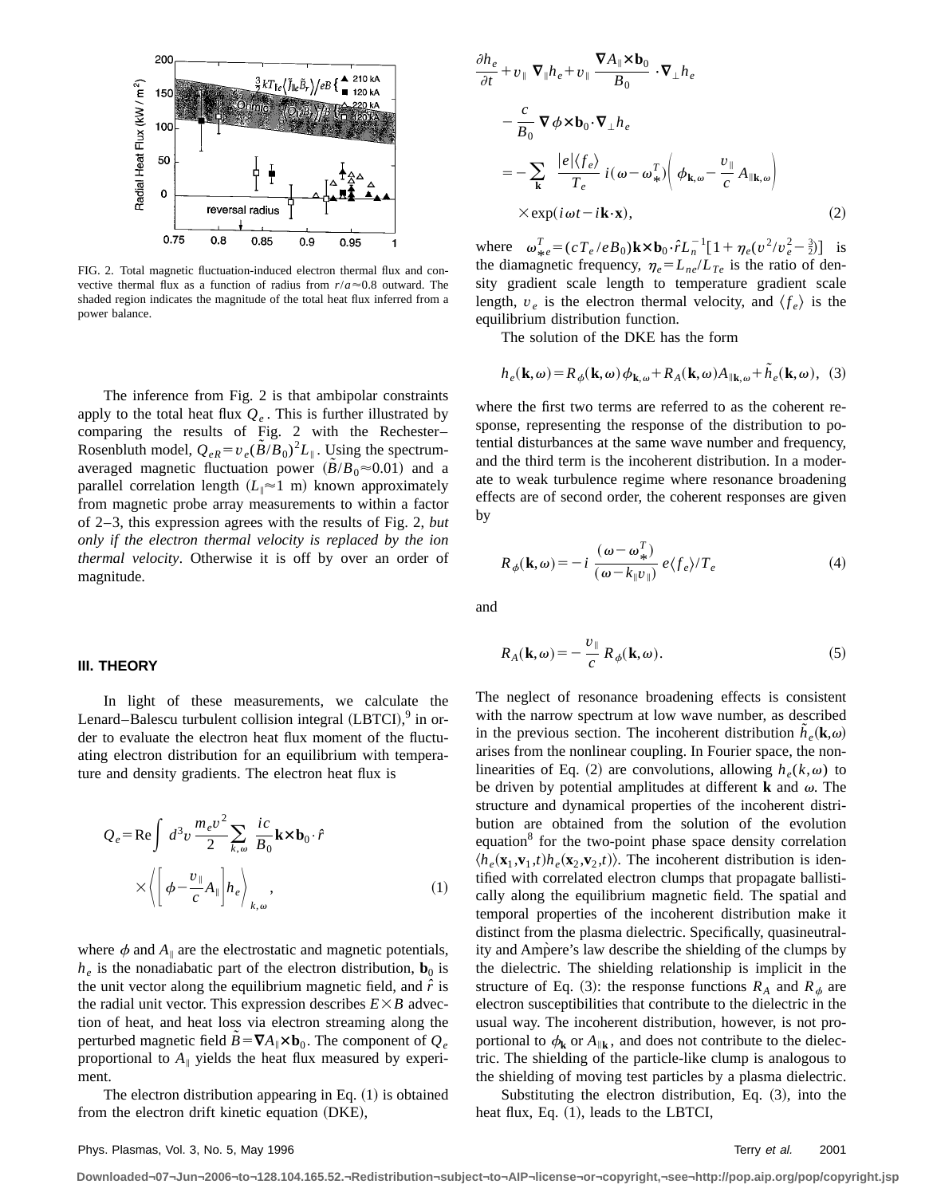FIG. 2. Total magnetic fluctuation-induced electron thermal flux and convective thermal flux as a function of radius from $r/a \approx 0.8$ outward. The shaded region indicates the magnitude of the total heat flux inferred from a power balance.

The inference from Fig. 2 is that ambipolar constraints apply to the total heat flux $Q_e$. This is further illustrated by comparing the results of Fig. 2 with the Rechester–Rosenbluth model, $Q_{eR} = v_e(\tilde{B}/B_0)^2 L_\parallel$. Using the spectrum-averaged magnetic fluctuation power ($\tilde{B}/B_0 \approx 0.01$) and a parallel correlation length ($L_\parallel \approx 1$ m) known approximately from magnetic probe array measurements to within a factor of 2–3, this expression agrees with the results of Fig. 2, *but only if the electron thermal velocity is replaced by the ion thermal velocity*. Otherwise it is off by over an order of magnitude.

## III. THEORY

In light of these measurements, we calculate the Lenard–Balescu turbulent collision integral (LBTCI),[9] in order to evaluate the electron heat flux moment of the fluctuating electron distribution for an equilibrium with temperature and density gradients. The electron heat flux is

$$Q_e = \mathrm{Re} \int d^3 v \, \frac{m_e v^2}{2} \sum_{k,\omega} \frac{ic}{B_0} \mathbf{k} \times \mathbf{b}_0 \cdot \hat{r} \times \left\langle \left[ \phi - \frac{v_\parallel}{c} A_\parallel \right] h_e \right\rangle_{k,\omega}, \tag{1}$$

where $\phi$ and $A_\parallel$ are the electrostatic and magnetic potentials, $h_e$ is the nonadiabatic part of the electron distribution, $\mathbf{b}_0$ is the unit vector along the equilibrium magnetic field, and $\hat{r}$ is the radial unit vector. This expression describes $E \times B$ advection of heat, and heat loss via electron streaming along the perturbed magnetic field $\tilde{B} = \nabla A_\parallel \times \mathbf{b}_0$. The component of $Q_e$ proportional to $A_\parallel$ yields the heat flux measured by experiment.

The electron distribution appearing in Eq. (1) is obtained from the electron drift kinetic equation (DKE),

$$\frac{\partial h_e}{\partial t} + v_\parallel \nabla_\parallel h_e + v_\parallel \frac{\nabla A_\parallel \times \mathbf{b}_0}{B_0} \cdot \nabla_\perp h_e - \frac{c}{B_0} \nabla \phi \times \mathbf{b}_0 \cdot \nabla_\perp h_e = -\sum_{\mathbf{k}} \frac{|e| \langle f_e \rangle}{T_e} i(\omega - \omega_*^T) \left( \phi_{\mathbf{k},\omega} - \frac{v_\parallel}{c} A_{\parallel \mathbf{k},\omega} \right) \times \exp(i\omega t - i\mathbf{k} \cdot \mathbf{x}), \tag{2}$$

where $\omega_{*e}^T = (cT_e/eB_0)\mathbf{k} \times \mathbf{b}_0 \cdot \hat{r} L_n^{-1} [1 + \eta_e (v^2/v_e^2 - \frac{3}{2})]$ is the diamagnetic frequency, $\eta_e = L_{ne}/L_{Te}$ is the ratio of density gradient scale length to temperature gradient scale length, $v_e$ is the electron thermal velocity, and $\langle f_e \rangle$ is the equilibrium distribution function.

The solution of the DKE has the form

$$h_e(\mathbf{k},\omega) = R_\phi(\mathbf{k},\omega) \phi_{\mathbf{k},\omega} + R_A(\mathbf{k},\omega) A_{\parallel \mathbf{k},\omega} + \tilde{h}_e(\mathbf{k},\omega), \tag{3}$$

where the first two terms are referred to as the coherent response, representing the response of the distribution to potential disturbances at the same wave number and frequency, and the third term is the incoherent distribution. In a moderate to weak turbulence regime where resonance broadening effects are of second order, the coherent responses are given by

$$R_\phi(\mathbf{k},\omega) = -i \frac{(\omega - \omega_*^T)}{(\omega - k_\parallel v_\parallel)} e \langle f_e \rangle / T_e \tag{4}$$

and

$$R_A(\mathbf{k},\omega) = -\frac{v_\parallel}{c} R_\phi(\mathbf{k},\omega). \tag{5}$$

The neglect of resonance broadening effects is consistent with the narrow spectrum at low wave number, as described in the previous section. The incoherent distribution $\tilde{h}_e(\mathbf{k},\omega)$ arises from the nonlinear coupling. In Fourier space, the nonlinearities of Eq. (2) are convolutions, allowing $h_e(k,\omega)$ to be driven by potential amplitudes at different $\mathbf{k}$ and $\omega$. The structure and dynamical properties of the incoherent distribution are obtained from the solution of the evolution equation[8] for the two-point phase space density correlation $\langle h_e(\mathbf{x}_1, \mathbf{v}_1, t) h_e(\mathbf{x}_2, \mathbf{v}_2, t) \rangle$. The incoherent distribution is identified with correlated electron clumps that propagate ballistically along the equilibrium magnetic field. The spatial and temporal properties of the incoherent distribution make it distinct from the plasma dielectric. Specifically, quasineutrality and Ampère's law describe the shielding of the clumps by the dielectric. The shielding relationship is implicit in the structure of Eq. (3): the response functions $R_A$ and $R_\phi$ are electron susceptibilities that contribute to the dielectric in the usual way. The incoherent distribution, however, is not proportional to $\phi_{\mathbf{k}}$ or $A_{\parallel \mathbf{k}}$, and does not contribute to the dielectric. The shielding of the particle-like clump is analogous to the shielding of moving test particles by a plasma dielectric.

Substituting the electron distribution, Eq. (3), into the heat flux, Eq. (1), leads to the LBTCI,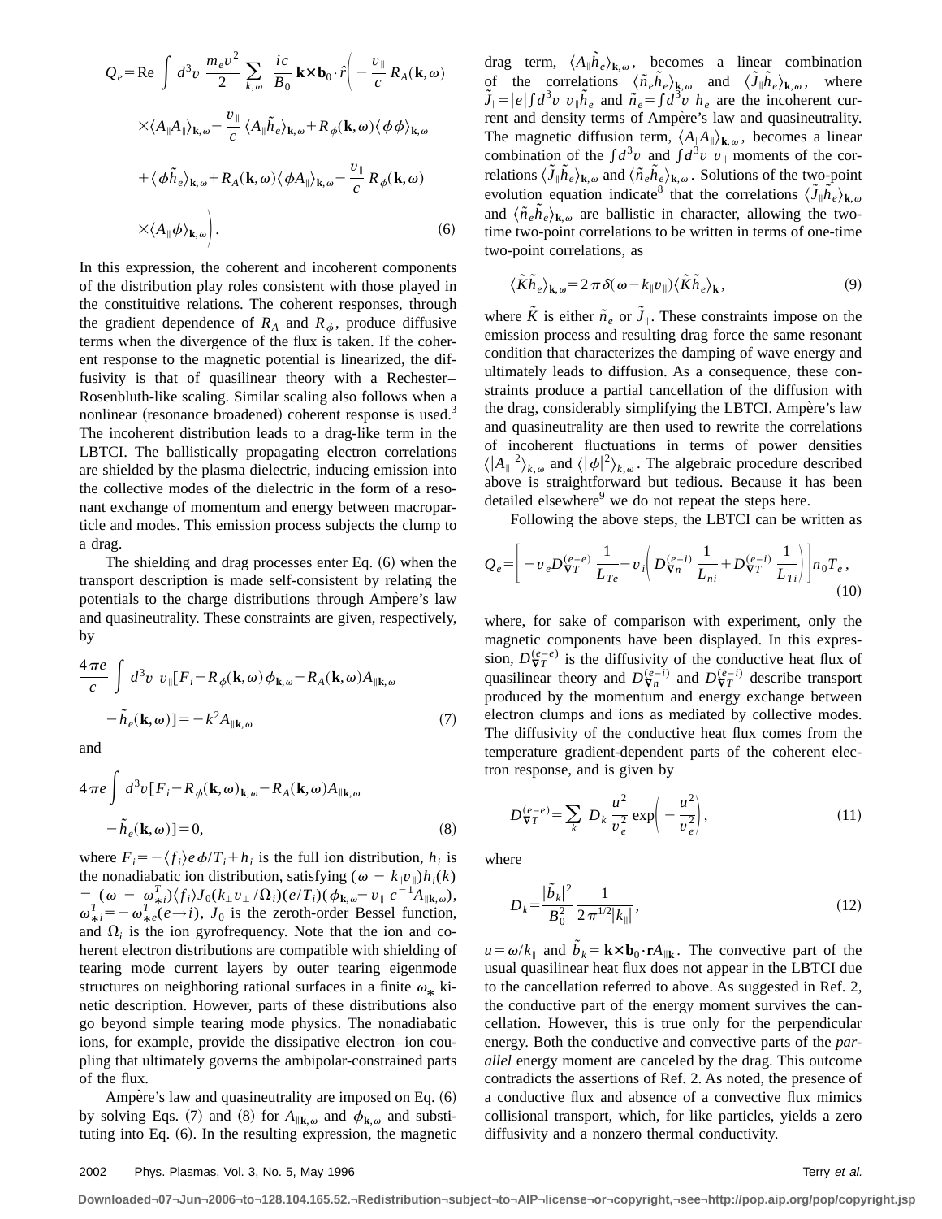$$Q_e = \text{Re} \int d^3v \, \frac{m_e v^2}{2} \sum_{k,\omega} \frac{ic}{B_0} \, \mathbf{k} \times \mathbf{b}_0 \cdot \hat{r} \bigg( -\frac{v_\parallel}{c} R_A(\mathbf{k},\omega) \times \langle A_\parallel A_\parallel \rangle_{\mathbf{k},\omega} - \frac{v_\parallel}{c} \langle A_\parallel \tilde{h}_e \rangle_{\mathbf{k},\omega} + R_\phi(\mathbf{k},\omega) \langle \phi\phi \rangle_{\mathbf{k},\omega} + \langle \phi \tilde{h}_e \rangle_{\mathbf{k},\omega} + R_A(\mathbf{k},\omega) \langle \phi A_\parallel \rangle_{\mathbf{k},\omega} - \frac{v_\parallel}{c} R_\phi(\mathbf{k},\omega) \times \langle A_\parallel \phi \rangle_{\mathbf{k},\omega} \bigg). \tag{6}$$

In this expression, the coherent and incoherent components of the distribution play roles consistent with those played in the constituitive relations. The coherent responses, through the gradient dependence of $R_A$ and $R_\phi$, produce diffusive terms when the divergence of the flux is taken. If the coherent response to the magnetic potential is linearized, the diffusivity is that of quasilinear theory with a Rechester–Rosenbluth-like scaling. Similar scaling also follows when a nonlinear (resonance broadened) coherent response is used.[3] The incoherent distribution leads to a drag-like term in the LBTCI. The ballistically propagating electron correlations are shielded by the plasma dielectric, inducing emission into the collective modes of the dielectric in the form of a resonant exchange of momentum and energy between macroparticle and modes. This emission process subjects the clump to a drag.

The shielding and drag processes enter Eq. (6) when the transport description is made self-consistent by relating the potentials to the charge distributions through Ampère's law and quasineutrality. These constraints are given, respectively, by

$$\frac{4\pi e}{c} \int d^3v \; v_\parallel [F_i - R_\phi(\mathbf{k},\omega)\phi_{\mathbf{k},\omega} - R_A(\mathbf{k},\omega) A_{\parallel \mathbf{k},\omega} - \tilde{h}_e(\mathbf{k},\omega)] = -k^2 A_{\parallel \mathbf{k},\omega} \tag{7}$$

and

$$4\pi e \int d^3v [F_i - R_\phi(\mathbf{k},\omega)_{\mathbf{k},\omega} - R_A(\mathbf{k},\omega) A_{\parallel \mathbf{k},\omega} - \tilde{h}_e(\mathbf{k},\omega)] = 0, \tag{8}$$

where $F_i = -\langle f_i \rangle e\phi/T_i + h_i$ is the full ion distribution, $h_i$ is the nonadiabatic ion distribution, satisfying $(\omega - k_\parallel v_\parallel) h_i(k) = (\omega - \omega_{*i}^T) \langle f_i \rangle J_0(k_\perp v_\perp/\Omega_i)(e/T_i)(\phi_{\mathbf{k},\omega} - v_\parallel c^{-1} A_{\parallel \mathbf{k},\omega})$, $\omega_{*i}^T = -\omega_{*e}^T (e \to i)$, $J_0$ is the zeroth-order Bessel function, and $\Omega_i$ is the ion gyrofrequency. Note that the ion and coherent electron distributions are compatible with shielding of tearing mode current layers by outer tearing eigenmode structures on neighboring rational surfaces in a finite $\omega_*$ kinetic description. However, parts of these distributions also go beyond simple tearing mode physics. The nonadiabatic ions, for example, provide the dissipative electron–ion coupling that ultimately governs the ambipolar-constrained parts of the flux.

Ampère's law and quasineutrality are imposed on Eq. (6) by solving Eqs. (7) and (8) for $A_{\parallel \mathbf{k},\omega}$ and $\phi_{\mathbf{k},\omega}$ and substituting into Eq. (6). In the resulting expression, the magnetic drag term, $\langle A_\parallel \tilde{h}_e \rangle_{\mathbf{k},\omega}$, becomes a linear combination of the correlations $\langle \tilde{n}_e \tilde{h}_e \rangle_{\mathbf{k},\omega}$ and $\langle \tilde{J}_\parallel \tilde{h}_e \rangle_{\mathbf{k},\omega}$, where $\tilde{J}_\parallel = |e| \int d^3v \; v_\parallel \tilde{h}_e$ and $\tilde{n}_e = \int d^3v \; h_e$ are the incoherent current and density terms of Ampère's law and quasineutrality. The magnetic diffusion term, $\langle A_\parallel A_\parallel \rangle_{\mathbf{k},\omega}$, becomes a linear combination of the $\int d^3v$ and $\int d^3v \; v_\parallel$ moments of the correlations $\langle \tilde{J}_\parallel \tilde{h}_e \rangle_{\mathbf{k},\omega}$ and $\langle \tilde{n}_e \tilde{h}_e \rangle_{\mathbf{k},\omega}$. Solutions of the two-point evolution equation indicate[8] that the correlations $\langle \tilde{J}_\parallel \tilde{h}_e \rangle_{\mathbf{k},\omega}$ and $\langle \tilde{n}_e \tilde{h}_e \rangle_{\mathbf{k},\omega}$ are ballistic in character, allowing the two-time two-point correlations to be written in terms of one-time two-point correlations, as

$$\langle \tilde{K} \tilde{h}_e \rangle_{\mathbf{k},\omega} = 2\pi\delta(\omega - k_\parallel v_\parallel) \langle \tilde{K} \tilde{h}_e \rangle_{\mathbf{k}}, \tag{9}$$

where $\tilde{K}$ is either $\tilde{n}_e$ or $\tilde{J}_\parallel$. These constraints impose on the emission process and resulting drag force the same resonant condition that characterizes the damping of wave energy and ultimately leads to diffusion. As a consequence, these constraints produce a partial cancellation of the diffusion with the drag, considerably simplifying the LBTCI. Ampère's law and quasineutrality are then used to rewrite the correlations of incoherent fluctuations in terms of power densities $\langle |A_\parallel|^2 \rangle_{k,\omega}$ and $\langle |\phi|^2 \rangle_{k,\omega}$. The algebraic procedure described above is straightforward but tedious. Because it has been detailed elsewhere[9] we do not repeat the steps here.

Following the above steps, the LBTCI can be written as

$$Q_e = \left[ -v_e D_{\nabla T}^{(e-e)} \frac{1}{L_{Te}} - v_i \left( D_{\nabla n}^{(e-i)} \frac{1}{L_{ni}} + D_{\nabla T}^{(e-i)} \frac{1}{L_{Ti}} \right) \right] n_0 T_e, \tag{10}$$

where, for sake of comparison with experiment, only the magnetic components have been displayed. In this expression, $D_{\nabla T}^{(e-e)}$ is the diffusivity of the conductive heat flux of quasilinear theory and $D_{\nabla n}^{(e-i)}$ and $D_{\nabla T}^{(e-i)}$ describe transport produced by the momentum and energy exchange between electron clumps and ions as mediated by collective modes. The diffusivity of the conductive heat flux comes from the temperature gradient-dependent parts of the coherent electron response, and is given by

$$D_{\nabla T}^{(e-e)} = \sum_k D_k \frac{u^2}{v_e^2} \exp\left( -\frac{u^2}{v_e^2} \right), \tag{11}$$

where

$$D_k = \frac{|\tilde{b}_k|^2}{B_0^2} \frac{1}{2\pi^{1/2} |k_\parallel|}, \tag{12}$$

$u = \omega/k_\parallel$ and $\tilde{b}_k = \mathbf{k} \times \mathbf{b}_0 \cdot \mathbf{r} A_{\parallel \mathbf{k}}$. The convective part of the usual quasilinear heat flux does not appear in the LBTCI due to the cancellation referred to above. As suggested in Ref. 2, the conductive part of the energy moment survives the cancellation. However, this is true only for the perpendicular energy. Both the conductive and convective parts of the *parallel* energy moment are canceled by the drag. This outcome contradicts the assertions of Ref. 2. As noted, the presence of a conductive flux and absence of a convective flux mimics collisional transport, which, for like particles, yields a zero diffusivity and a nonzero thermal conductivity.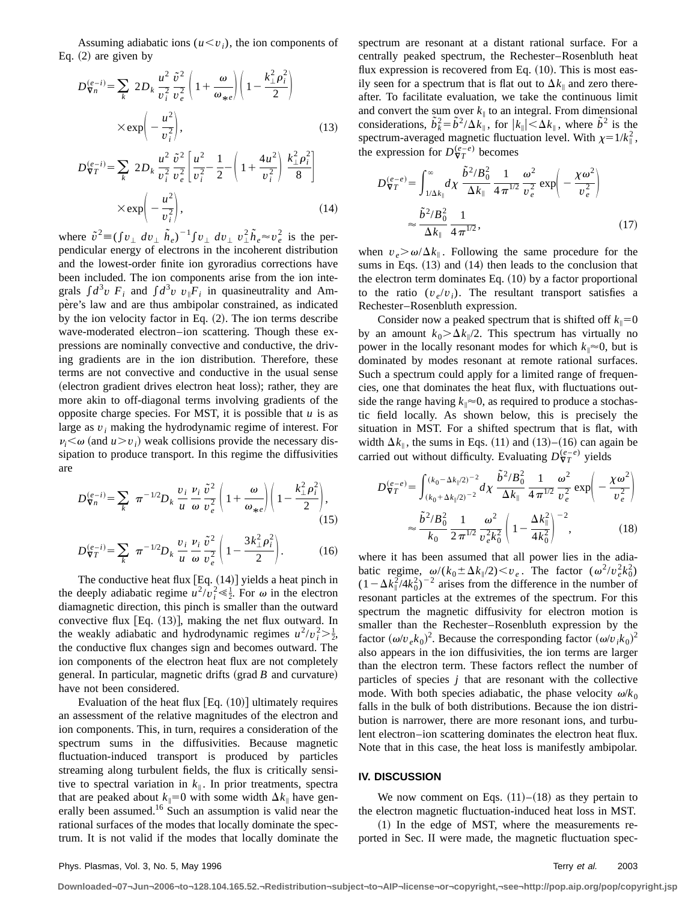Assuming adiabatic ions ($u < v_i$), the ion components of Eq. (2) are given by

$$D_{\nabla n}^{(e-i)} = \sum_k 2D_k \frac{u^2}{v_i^2} \frac{\tilde{v}^2}{v_e^2} \left(1 + \frac{\omega}{\omega_{*e}}\right) \left(1 - \frac{k_\perp^2 \rho_i^2}{2}\right) \times \exp\left(-\frac{u^2}{v_i^2}\right), \tag{13}$$

$$D_{\nabla T}^{(e-i)} = \sum_k 2D_k \frac{u^2}{v_i^2} \frac{\tilde{v}^2}{v_e^2} \left[\frac{u^2}{v_i^2} - \frac{1}{2} - \left(1 + \frac{4u^2}{v_i^2}\right) \frac{k_\perp^2 \rho_i^2}{8}\right] \times \exp\left(-\frac{u^2}{v_i^2}\right), \tag{14}$$

where $\tilde{v}^2 \equiv (\int v_\perp \, dv_\perp \, \tilde{h}_e)^{-1} \int v_\perp \, dv_\perp \, v_\perp^2 \tilde{h}_e \approx v_e^2$ is the perpendicular energy of electrons in the incoherent distribution and the lowest-order finite ion gyroradius corrections have been included. The ion components arise from the ion integrals $\int d^3v \, F_i$ and $\int d^3v \, v_\parallel F_i$ in quasineutrality and Ampère's law and are thus ambipolar constrained, as indicated by the ion velocity factor in Eq. (2). The ion terms describe wave-moderated electron–ion scattering. Though these expressions are nominally convective and conductive, the driving gradients are in the ion distribution. Therefore, these terms are not convective and conductive in the usual sense (electron gradient drives electron heat loss); rather, they are more akin to off-diagonal terms involving gradients of the opposite charge species. For MST, it is possible that $u$ is as large as $v_i$ making the hydrodynamic regime of interest. For $\nu_i < \omega$ (and $u > v_i$) weak collisions provide the necessary dissipation to produce transport. In this regime the diffusivities are

$$D_{\nabla n}^{(e-i)} = \sum_k \pi^{-1/2} D_k \frac{v_i}{u} \frac{\nu_i}{\omega} \frac{\tilde{v}^2}{v_e^2} \left(1 + \frac{\omega}{\omega_{*e}}\right) \left(1 - \frac{k_\perp^2 \rho_i^2}{2}\right), \tag{15}$$

$$D_{\nabla T}^{(e-i)} = \sum_k \pi^{-1/2} D_k \frac{v_i}{u} \frac{\nu_i}{\omega} \frac{\tilde{v}^2}{v_e^2} \left(1 - \frac{3k_\perp^2 \rho_i^2}{2}\right). \tag{16}$$

The conductive heat flux [Eq. (14)] yields a heat pinch in the deeply adiabatic regime $u^2/v_i^2 \ll \frac{1}{2}$. For $\omega$ in the electron diamagnetic direction, this pinch is smaller than the outward convective flux [Eq. (13)], making the net flux outward. In the weakly adiabatic and hydrodynamic regimes $u^2/v_i^2 > \frac{1}{2}$, the conductive flux changes sign and becomes outward. The ion components of the electron heat flux are not completely general. In particular, magnetic drifts (grad $B$ and curvature) have not been considered.

Evaluation of the heat flux [Eq. (10)] ultimately requires an assessment of the relative magnitudes of the electron and ion components. This, in turn, requires a consideration of the spectrum sums in the diffusivities. Because magnetic fluctuation-induced transport is produced by particles streaming along turbulent fields, the flux is critically sensitive to spectral variation in $k_\parallel$. In prior treatments, spectra that are peaked about $k_\parallel = 0$ with some width $\Delta k_\parallel$ have generally been assumed.[16] Such an assumption is valid near the rational surfaces of the modes that locally dominate the spectrum. It is not valid if the modes that locally dominate the spectrum are resonant at a distant rational surface. For a centrally peaked spectrum, the Rechester–Rosenbluth heat flux expression is recovered from Eq. (10). This is most easily seen for a spectrum that is flat out to $\Delta k_\parallel$ and zero thereafter. To facilitate evaluation, we take the continuous limit and convert the sum over $k_\parallel$ to an integral. From dimensional considerations, $\tilde{b}_k^2 = \tilde{b}^2/\Delta k_\parallel$, for $|k_\parallel| < \Delta k_\parallel$, where $\tilde{b}^2$ is the spectrum-averaged magnetic fluctuation level. With $\chi = 1/k_\parallel^2$, the expression for $D_{\nabla T}^{(e-e)}$ becomes

$$D_{\nabla T}^{(e-e)} = \int_{1/\Delta k_\parallel}^{\infty} d\chi \frac{\tilde{b}^2/B_0^2}{\Delta k_\parallel} \frac{1}{4\pi^{1/2}} \frac{\omega^2}{v_e^2} \exp\left(-\frac{\chi\omega^2}{v_e^2}\right) \approx \frac{\tilde{b}^2/B_0^2}{\Delta k_\parallel} \frac{1}{4\pi^{1/2}}, \tag{17}$$

when $v_e > \omega/\Delta k_\parallel$. Following the same procedure for the sums in Eqs. (13) and (14) then leads to the conclusion that the electron term dominates Eq. (10) by a factor proportional to the ratio $(v_e/v_i)$. The resultant transport satisfies a Rechester–Rosenbluth expression.

Consider now a peaked spectrum that is shifted off $k_\parallel = 0$ by an amount $k_0 > \Delta k_\parallel/2$. This spectrum has virtually no power in the locally resonant modes for which $k_\parallel \approx 0$, but is dominated by modes resonant at remote rational surfaces. Such a spectrum could apply for a limited range of frequencies, one that dominates the heat flux, with fluctuations outside the range having $k_\parallel \approx 0$, as required to produce a stochastic field locally. As shown below, this is precisely the situation in MST. For a shifted spectrum that is flat, with width $\Delta k_\parallel$, the sums in Eqs. (11) and (13)–(16) can again be carried out without difficulty. Evaluating $D_{\nabla T}^{(e-e)}$ yields

$$D_{\nabla T}^{(e-e)} = \int_{(k_0 + \Delta k_\parallel/2)^{-2}}^{(k_0 - \Delta k_\parallel/2)^{-2}} d\chi \frac{\tilde{b}^2/B_0^2}{\Delta k_\parallel} \frac{1}{4\pi^{1/2}} \frac{\omega^2}{v_e^2} \exp\left(-\frac{\chi\omega^2}{v_e^2}\right) \approx \frac{\tilde{b}^2/B_0^2}{k_0} \frac{1}{2\pi^{1/2}} \frac{\omega^2}{v_e^2 k_0^2} \left(1 - \frac{\Delta k_\parallel^2}{4k_0^2}\right)^{-2}, \tag{18}$$

where it has been assumed that all power lies in the adiabatic regime, $\omega/(k_0 \pm \Delta k_\parallel/2) < v_e$. The factor $(\omega^2/v_e^2 k_0^2)(1 - \Delta k_\parallel^2/4k_0^2)^{-2}$ arises from the difference in the number of resonant particles at the extremes of the spectrum. For this spectrum the magnetic diffusivity for electron motion is smaller than the Rechester–Rosenbluth expression by the factor $(\omega/v_e k_0)^2$. Because the corresponding factor $(\omega/v_i k_0)^2$ also appears in the ion diffusivities, the ion terms are larger than the electron term. These factors reflect the number of particles of species $j$ that are resonant with the collective mode. With both species adiabatic, the phase velocity $\omega/k_0$ falls in the bulk of both distributions. Because the ion distribution is narrower, there are more resonant ions, and turbulent electron–ion scattering dominates the electron heat flux. Note that in this case, the heat loss is manifestly ambipolar.

## IV. DISCUSSION

We now comment on Eqs. (11)–(18) as they pertain to the electron magnetic fluctuation-induced heat loss in MST.

(1) In the edge of MST, where the measurements reported in Sec. II were made, the magnetic fluctuation spec-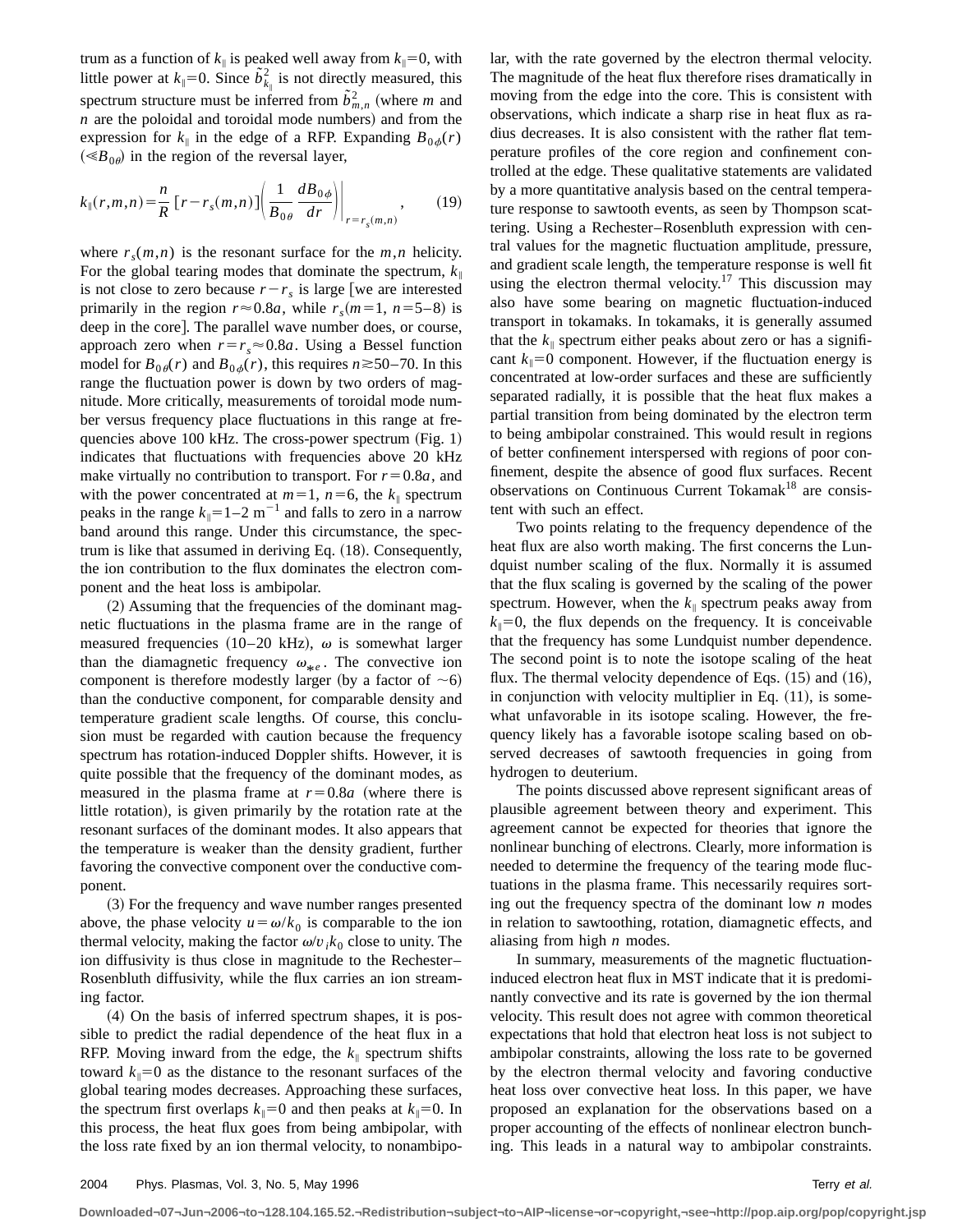trum as a function of $k_\parallel$ is peaked well away from $k_\parallel=0$, with little power at $k_\parallel=0$. Since $\tilde{b}^2_{k_\parallel}$ is not directly measured, this spectrum structure must be inferred from $\tilde{b}^2_{m,n}$ (where $m$ and $n$ are the poloidal and toroidal mode numbers) and from the expression for $k_\parallel$ in the edge of a RFP. Expanding $B_{0\phi}(r)$ ($\ll B_{0\theta}$) in the region of the reversal layer,

$$k_\parallel(r,m,n)=\frac{n}{R}\,[r-r_s(m,n)]\left(\frac{1}{B_{0\theta}}\frac{dB_{0\phi}}{dr}\right)\bigg|_{r=r_s(m,n)}, \qquad (19)$$

where $r_s(m,n)$ is the resonant surface for the $m,n$ helicity. For the global tearing modes that dominate the spectrum, $k_\parallel$ is not close to zero because $r-r_s$ is large [we are interested primarily in the region $r\approx 0.8a$, while $r_s(m=1,\ n=5\text{–}8)$ is deep in the core]. The parallel wave number does, or course, approach zero when $r=r_s\approx 0.8a$. Using a Bessel function model for $B_{0\theta}(r)$ and $B_{0\phi}(r)$, this requires $n\gtrsim 50\text{–}70$. In this range the fluctuation power is down by two orders of magnitude. More critically, measurements of toroidal mode number versus frequency place fluctuations in this range at frequencies above 100 kHz. The cross-power spectrum (Fig. 1) indicates that fluctuations with frequencies above 20 kHz make virtually no contribution to transport. For $r=0.8a$, and with the power concentrated at $m=1$, $n=6$, the $k_\parallel$ spectrum peaks in the range $k_\parallel=1\text{–}2\ \text{m}^{-1}$ and falls to zero in a narrow band around this range. Under this circumstance, the spectrum is like that assumed in deriving Eq. (18). Consequently, the ion contribution to the flux dominates the electron component and the heat loss is ambipolar.

(2) Assuming that the frequencies of the dominant magnetic fluctuations in the plasma frame are in the range of measured frequencies (10–20 kHz), $\omega$ is somewhat larger than the diamagnetic frequency $\omega_{*e}$. The convective ion component is therefore modestly larger (by a factor of $\sim 6$) than the conductive component, for comparable density and temperature gradient scale lengths. Of course, this conclusion must be regarded with caution because the frequency spectrum has rotation-induced Doppler shifts. However, it is quite possible that the frequency of the dominant modes, as measured in the plasma frame at $r=0.8a$ (where there is little rotation), is given primarily by the rotation rate at the resonant surfaces of the dominant modes. It also appears that the temperature is weaker than the density gradient, further favoring the convective component over the conductive component.

(3) For the frequency and wave number ranges presented above, the phase velocity $u=\omega/k_0$ is comparable to the ion thermal velocity, making the factor $\omega/v_i k_0$ close to unity. The ion diffusivity is thus close in magnitude to the Rechester–Rosenbluth diffusivity, while the flux carries an ion streaming factor.

(4) On the basis of inferred spectrum shapes, it is possible to predict the radial dependence of the heat flux in a RFP. Moving inward from the edge, the $k_\parallel$ spectrum shifts toward $k_\parallel=0$ as the distance to the resonant surfaces of the global tearing modes decreases. Approaching these surfaces, the spectrum first overlaps $k_\parallel=0$ and then peaks at $k_\parallel=0$. In this process, the heat flux goes from being ambipolar, with the loss rate fixed by an ion thermal velocity, to nonambipolar, with the rate governed by the electron thermal velocity. The magnitude of the heat flux therefore rises dramatically in moving from the edge into the core. This is consistent with observations, which indicate a sharp rise in heat flux as radius decreases. It is also consistent with the rather flat temperature profiles of the core region and confinement controlled at the edge. These qualitative statements are validated by a more quantitative analysis based on the central temperature response to sawtooth events, as seen by Thompson scattering. Using a Rechester–Rosenbluth expression with central values for the magnetic fluctuation amplitude, pressure, and gradient scale length, the temperature response is well fit using the electron thermal velocity.[17] This discussion may also have some bearing on magnetic fluctuation-induced transport in tokamaks. In tokamaks, it is generally assumed that the $k_\parallel$ spectrum either peaks about zero or has a significant $k_\parallel=0$ component. However, if the fluctuation energy is concentrated at low-order surfaces and these are sufficiently separated radially, it is possible that the heat flux makes a partial transition from being dominated by the electron term to being ambipolar constrained. This would result in regions of better confinement interspersed with regions of poor confinement, despite the absence of good flux surfaces. Recent observations on Continuous Current Tokamak[18] are consistent with such an effect.

Two points relating to the frequency dependence of the heat flux are also worth making. The first concerns the Lundquist number scaling of the flux. Normally it is assumed that the flux scaling is governed by the scaling of the power spectrum. However, when the $k_\parallel$ spectrum peaks away from $k_\parallel=0$, the flux depends on the frequency. It is conceivable that the frequency has some Lundquist number dependence. The second point is to note the isotope scaling of the heat flux. The thermal velocity dependence of Eqs. (15) and (16), in conjunction with velocity multiplier in Eq. (11), is somewhat unfavorable in its isotope scaling. However, the frequency likely has a favorable isotope scaling based on observed decreases of sawtooth frequencies in going from hydrogen to deuterium.

The points discussed above represent significant areas of plausible agreement between theory and experiment. This agreement cannot be expected for theories that ignore the nonlinear bunching of electrons. Clearly, more information is needed to determine the frequency of the tearing mode fluctuations in the plasma frame. This necessarily requires sorting out the frequency spectra of the dominant low $n$ modes in relation to sawtoothing, rotation, diamagnetic effects, and aliasing from high $n$ modes.

In summary, measurements of the magnetic fluctuation-induced electron heat flux in MST indicate that it is predominantly convective and its rate is governed by the ion thermal velocity. This result does not agree with common theoretical expectations that hold that electron heat loss is not subject to ambipolar constraints, allowing the loss rate to be governed by the electron thermal velocity and favoring conductive heat loss over convective heat loss. In this paper, we have proposed an explanation for the observations based on a proper accounting of the effects of nonlinear electron bunching. This leads in a natural way to ambipolar constraints.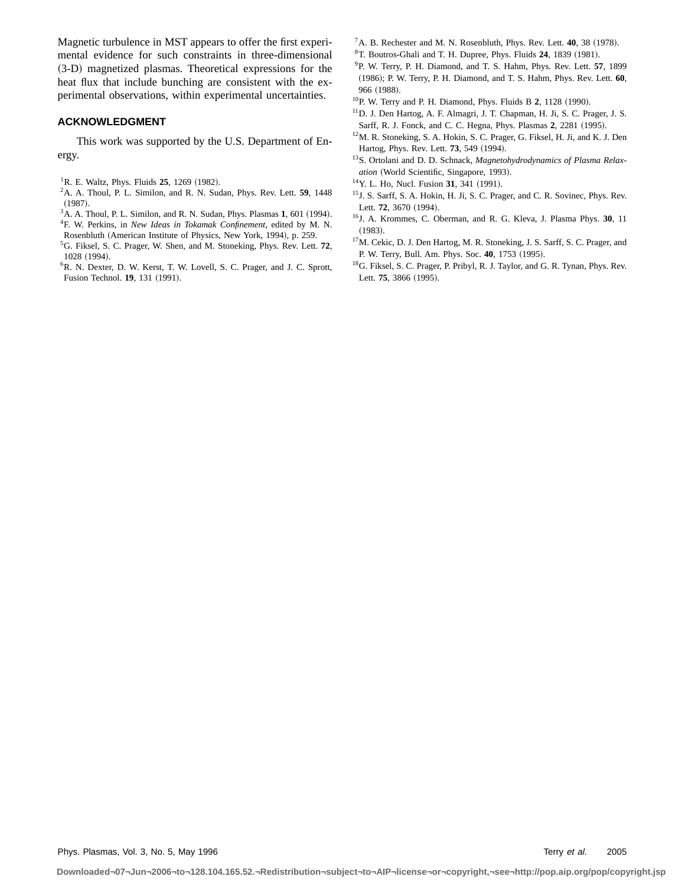Magnetic turbulence in MST appears to offer the first experimental evidence for such constraints in three-dimensional (3-D) magnetized plasmas. Theoretical expressions for the heat flux that include bunching are consistent with the experimental observations, within experimental uncertainties.

## ACKNOWLEDGMENT

This work was supported by the U.S. Department of Energy.

[1] R. E. Waltz, Phys. Fluids **25**, 1269 (1982).
[2] A. A. Thoul, P. L. Similon, and R. N. Sudan, Phys. Rev. Lett. **59**, 1448 (1987).
[3] A. A. Thoul, P. L. Similon, and R. N. Sudan, Phys. Plasmas **1**, 601 (1994).
[4] F. W. Perkins, in *New Ideas in Tokamak Confinement*, edited by M. N. Rosenbluth (American Institute of Physics, New York, 1994), p. 259.
[5] G. Fiksel, S. C. Prager, W. Shen, and M. Stoneking, Phys. Rev. Lett. **72**, 1028 (1994).
[6] R. N. Dexter, D. W. Kerst, T. W. Lovell, S. C. Prager, and J. C. Sprott, Fusion Technol. **19**, 131 (1991).
[7] A. B. Rechester and M. N. Rosenbluth, Phys. Rev. Lett. **40**, 38 (1978).
[8] T. Boutros-Ghali and T. H. Dupree, Phys. Fluids **24**, 1839 (1981).
[9] P. W. Terry, P. H. Diamond, and T. S. Hahm, Phys. Rev. Lett. **57**, 1899 (1986); P. W. Terry, P. H. Diamond, and T. S. Hahm, Phys. Rev. Lett. **60**, 966 (1988).
[10] P. W. Terry and P. H. Diamond, Phys. Fluids B **2**, 1128 (1990).
[11] D. J. Den Hartog, A. F. Almagri, J. T. Chapman, H. Ji, S. C. Prager, J. S. Sarff, R. J. Fonck, and C. C. Hegna, Phys. Plasmas **2**, 2281 (1995).
[12] M. R. Stoneking, S. A. Hokin, S. C. Prager, G. Fiksel, H. Ji, and K. J. Den Hartog, Phys. Rev. Lett. **73**, 549 (1994).
[13] S. Ortolani and D. D. Schnack, *Magnetohydrodynamics of Plasma Relaxation* (World Scientific, Singapore, 1993).
[14] Y. L. Ho, Nucl. Fusion **31**, 341 (1991).
[15] J. S. Sarff, S. A. Hokin, H. Ji, S. C. Prager, and C. R. Sovinec, Phys. Rev. Lett. **72**, 3670 (1994).
[16] J. A. Krommes, C. Oberman, and R. G. Kleva, J. Plasma Phys. **30**, 11 (1983).
[17] M. Cekic, D. J. Den Hartog, M. R. Stoneking, J. S. Sarff, S. C. Prager, and P. W. Terry, Bull. Am. Phys. Soc. **40**, 1753 (1995).
[18] G. Fiksel, S. C. Prager, P. Pribyl, R. J. Taylor, and G. R. Tynan, Phys. Rev. Lett. **75**, 3866 (1995).